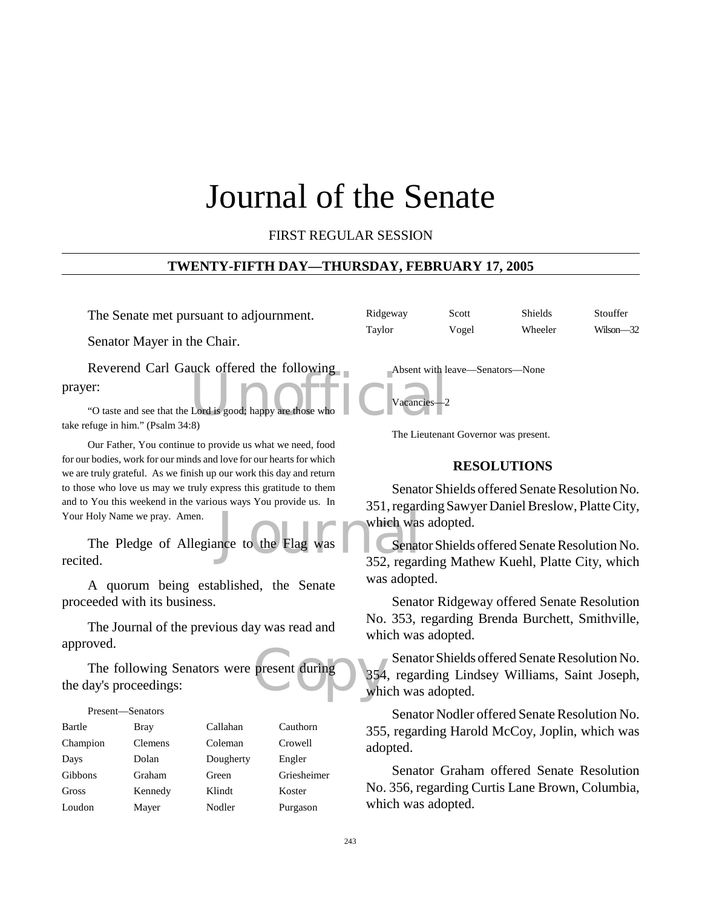# Journal of the Senate

FIRST REGULAR SESSION

## TWENTY-FIFTH DAY—THURSDAY, FEBRUARY 17, 2005

The Senate met pursuant to adjournment.

Senator Mayer in the Chair.

Reverend Carl Gauck offered the following prayer:

"O taste and see that the Lord is good; happy are those who take refuge in him." (Psalm 34:8)

Our Father, You continue to provide us what we need, food for our bodies, work for our minds and love for our hearts for which we are truly grateful. As we finish up our work this day and return to those who love us may we truly express this gratitude to them and to You this weekend in the various ways You provide us. In Your Holy Name we pray. Amen.

The Pledge of Allegiance to the Flag was recited.

A quorum being established, the Senate proceeded with its business.

The Journal of the previous day was read and approved.

The following Senators were present during the day's proceedings:

Present—Senators

| | | | |
|---|---|---|---|
| Bartle | Bray | Callahan | Cauthorn |
| Champion | Clemens | Coleman | Crowell |
| Days | Dolan | Dougherty | Engler |
| Gibbons | Graham | Green | Griesheimer |
| Gross | Kennedy | Klindt | Koster |
| Loudon | Mayer | Nodler | Purgason |
| Ridgeway | Scott | Shields | Stouffer |
| Taylor | Vogel | Wheeler | Wilson—32 |

Absent with leave—Senators—None

Vacancies—2

The Lieutenant Governor was present.

## RESOLUTIONS

Senator Shields offered Senate Resolution No. 351, regarding Sawyer Daniel Breslow, Platte City, which was adopted.

Senator Shields offered Senate Resolution No. 352, regarding Mathew Kuehl, Platte City, which was adopted.

Senator Ridgeway offered Senate Resolution No. 353, regarding Brenda Burchett, Smithville, which was adopted.

Senator Shields offered Senate Resolution No. 354, regarding Lindsey Williams, Saint Joseph, which was adopted.

Senator Nodler offered Senate Resolution No. 355, regarding Harold McCoy, Joplin, which was adopted.

Senator Graham offered Senate Resolution No. 356, regarding Curtis Lane Brown, Columbia, which was adopted.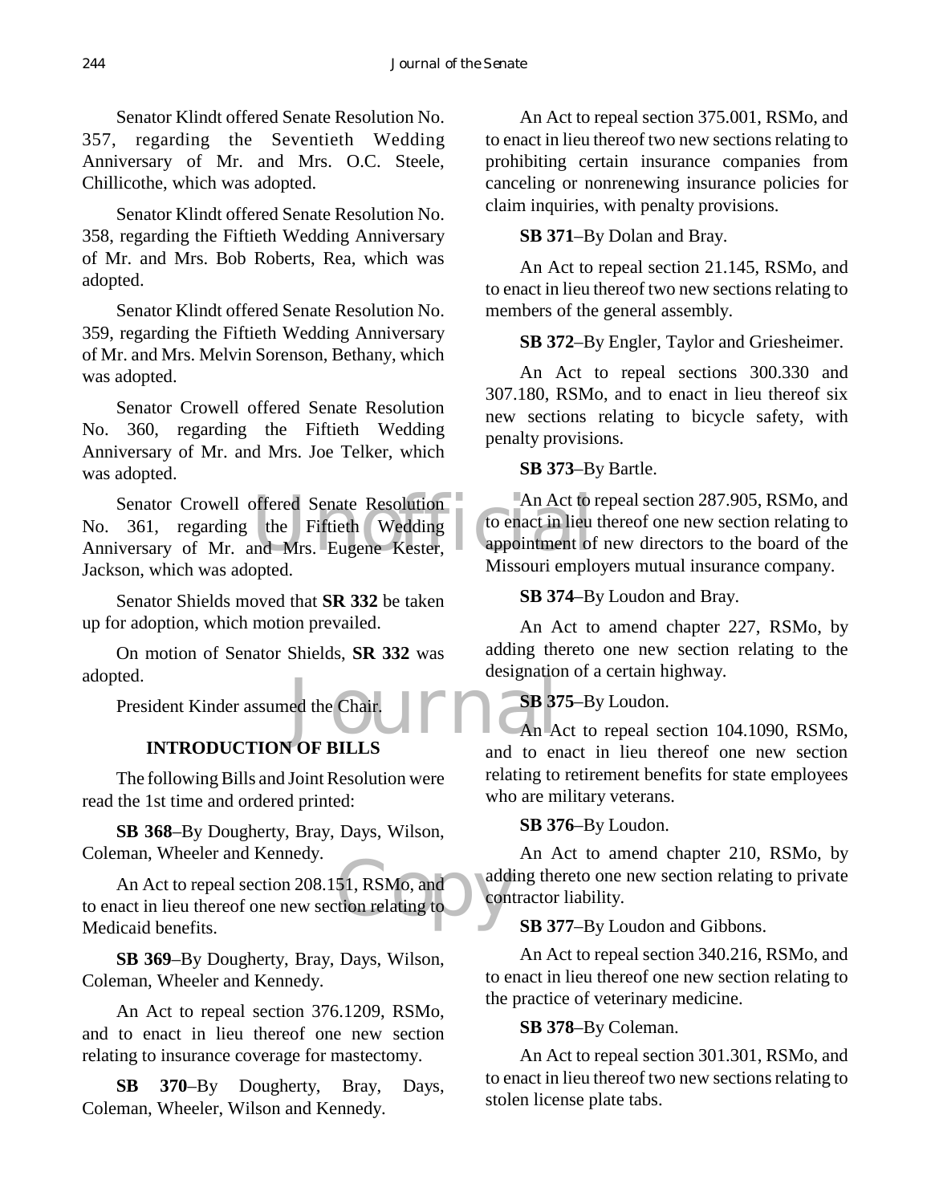Senator Klindt offered Senate Resolution No. 357, regarding the Seventieth Wedding Anniversary of Mr. and Mrs. O.C. Steele, Chillicothe, which was adopted.

Senator Klindt offered Senate Resolution No. 358, regarding the Fiftieth Wedding Anniversary of Mr. and Mrs. Bob Roberts, Rea, which was adopted.

Senator Klindt offered Senate Resolution No. 359, regarding the Fiftieth Wedding Anniversary of Mr. and Mrs. Melvin Sorenson, Bethany, which was adopted.

Senator Crowell offered Senate Resolution No. 360, regarding the Fiftieth Wedding Anniversary of Mr. and Mrs. Joe Telker, which was adopted.

Senator Crowell offered Senate Resolution No. 361, regarding the Fiftieth Wedding Anniversary of Mr. and Mrs. Eugene Kester, Jackson, which was adopted.

Senator Shields moved that **SR 332** be taken up for adoption, which motion prevailed.

On motion of Senator Shields, **SR 332** was adopted.

President Kinder assumed the Chair.

## INTRODUCTION OF BILLS

The following Bills and Joint Resolution were read the 1st time and ordered printed:

**SB 368**–By Dougherty, Bray, Days, Wilson, Coleman, Wheeler and Kennedy.

An Act to repeal section 208.151, RSMo, and to enact in lieu thereof one new section relating to Medicaid benefits.

**SB 369**–By Dougherty, Bray, Days, Wilson, Coleman, Wheeler and Kennedy.

An Act to repeal section 376.1209, RSMo, and to enact in lieu thereof one new section relating to insurance coverage for mastectomy.

**SB 370**–By Dougherty, Bray, Days, Coleman, Wheeler, Wilson and Kennedy.

An Act to repeal section 375.001, RSMo, and to enact in lieu thereof two new sections relating to prohibiting certain insurance companies from canceling or nonrenewing insurance policies for claim inquiries, with penalty provisions.

**SB 371**–By Dolan and Bray.

An Act to repeal section 21.145, RSMo, and to enact in lieu thereof two new sections relating to members of the general assembly.

**SB 372**–By Engler, Taylor and Griesheimer.

An Act to repeal sections 300.330 and 307.180, RSMo, and to enact in lieu thereof six new sections relating to bicycle safety, with penalty provisions.

**SB 373**–By Bartle.

An Act to repeal section 287.905, RSMo, and to enact in lieu thereof one new section relating to appointment of new directors to the board of the Missouri employers mutual insurance company.

**SB 374**–By Loudon and Bray.

An Act to amend chapter 227, RSMo, by adding thereto one new section relating to the designation of a certain highway.

**SB 375**–By Loudon.

An Act to repeal section 104.1090, RSMo, and to enact in lieu thereof one new section relating to retirement benefits for state employees who are military veterans.

**SB 376**–By Loudon.

An Act to amend chapter 210, RSMo, by adding thereto one new section relating to private contractor liability.

**SB 377**–By Loudon and Gibbons.

An Act to repeal section 340.216, RSMo, and to enact in lieu thereof one new section relating to the practice of veterinary medicine.

**SB 378**–By Coleman.

An Act to repeal section 301.301, RSMo, and to enact in lieu thereof two new sections relating to stolen license plate tabs.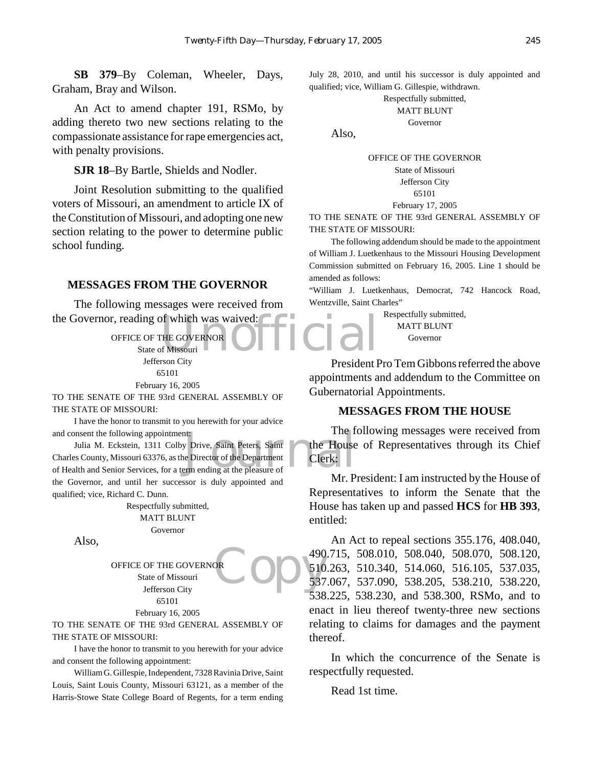**SB 379**–By Coleman, Wheeler, Days, Graham, Bray and Wilson.

An Act to amend chapter 191, RSMo, by adding thereto two new sections relating to the compassionate assistance for rape emergencies act, with penalty provisions.

**SJR 18**–By Bartle, Shields and Nodler.

Joint Resolution submitting to the qualified voters of Missouri, an amendment to article IX of the Constitution of Missouri, and adopting one new section relating to the power to determine public school funding.

## MESSAGES FROM THE GOVERNOR

The following messages were received from the Governor, reading of which was waived:

OFFICE OF THE GOVERNOR
State of Missouri
Jefferson City
65101
February 16, 2005

TO THE SENATE OF THE 93rd GENERAL ASSEMBLY OF THE STATE OF MISSOURI:

I have the honor to transmit to you herewith for your advice and consent the following appointment:

Julia M. Eckstein, 1311 Colby Drive, Saint Peters, Saint Charles County, Missouri 63376, as the Director of the Department of Health and Senior Services, for a term ending at the pleasure of the Governor, and until her successor is duly appointed and qualified; vice, Richard C. Dunn.

Respectfully submitted,
MATT BLUNT
Governor

Also,

OFFICE OF THE GOVERNOR
State of Missouri
Jefferson City
65101
February 16, 2005

TO THE SENATE OF THE 93rd GENERAL ASSEMBLY OF THE STATE OF MISSOURI:

I have the honor to transmit to you herewith for your advice and consent the following appointment:

William G. Gillespie, Independent, 7328 Ravinia Drive, Saint Louis, Saint Louis County, Missouri 63121, as a member of the Harris-Stowe State College Board of Regents, for a term ending July 28, 2010, and until his successor is duly appointed and qualified; vice, William G. Gillespie, withdrawn.

Respectfully submitted,
MATT BLUNT
Governor

Also,

OFFICE OF THE GOVERNOR
State of Missouri
Jefferson City
65101
February 17, 2005

TO THE SENATE OF THE 93rd GENERAL ASSEMBLY OF THE STATE OF MISSOURI:

The following addendum should be made to the appointment of William J. Luetkenhaus to the Missouri Housing Development Commission submitted on February 16, 2005. Line 1 should be amended as follows:

"William J. Luetkenhaus, Democrat, 742 Hancock Road, Wentzville, Saint Charles"

Respectfully submitted,
MATT BLUNT
Governor

President Pro Tem Gibbons referred the above appointments and addendum to the Committee on Gubernatorial Appointments.

## MESSAGES FROM THE HOUSE

The following messages were received from the House of Representatives through its Chief Clerk:

Mr. President: I am instructed by the House of Representatives to inform the Senate that the House has taken up and passed **HCS** for **HB 393**, entitled:

An Act to repeal sections 355.176, 408.040, 490.715, 508.010, 508.040, 508.070, 508.120, 510.263, 510.340, 514.060, 516.105, 537.035, 537.067, 537.090, 538.205, 538.210, 538.220, 538.225, 538.230, and 538.300, RSMo, and to enact in lieu thereof twenty-three new sections relating to claims for damages and the payment thereof.

In which the concurrence of the Senate is respectfully requested.

Read 1st time.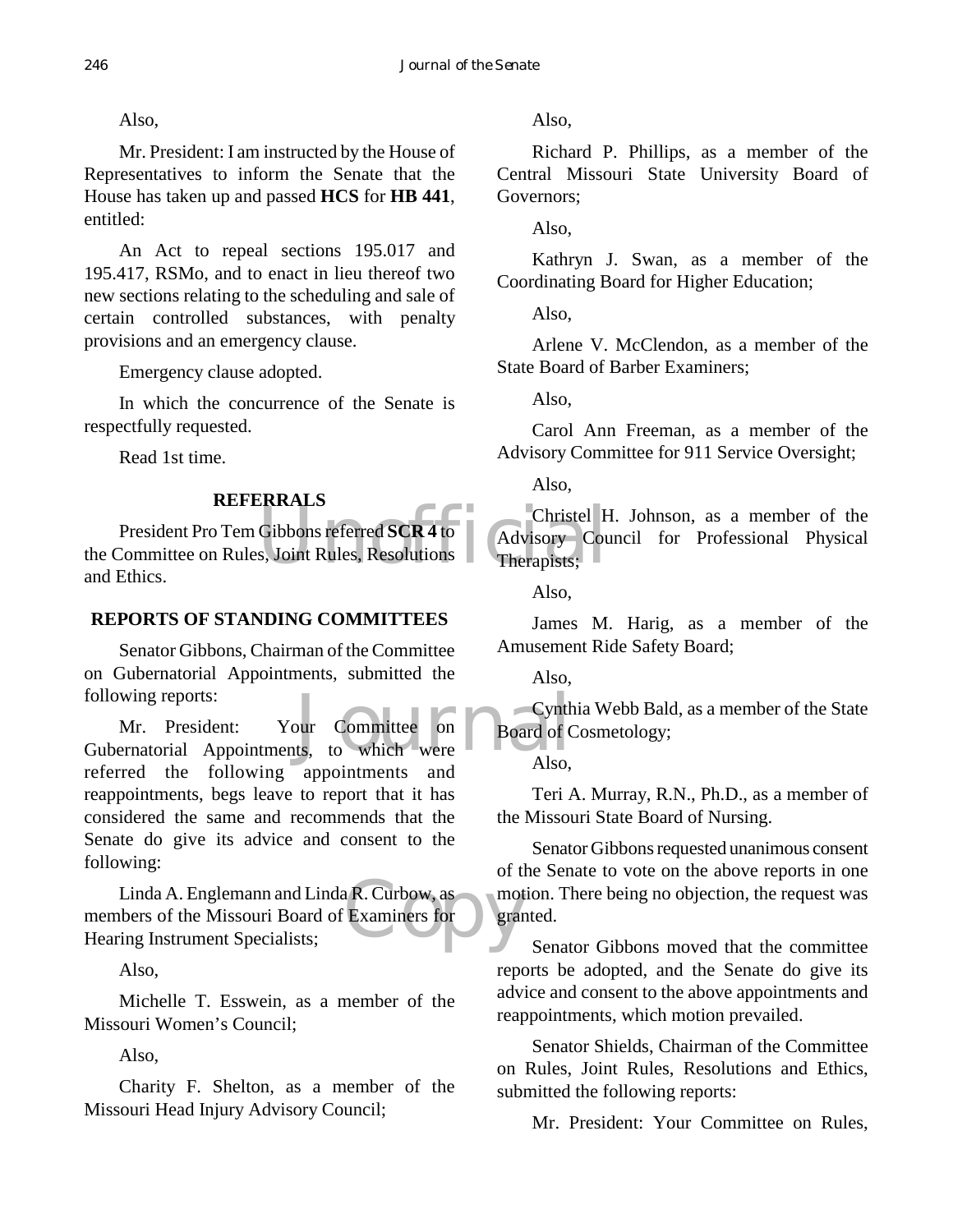Also,

Mr. President: I am instructed by the House of Representatives to inform the Senate that the House has taken up and passed **HCS** for **HB 441**, entitled:

An Act to repeal sections 195.017 and 195.417, RSMo, and to enact in lieu thereof two new sections relating to the scheduling and sale of certain controlled substances, with penalty provisions and an emergency clause.

Emergency clause adopted.

In which the concurrence of the Senate is respectfully requested.

Read 1st time.

**REFERRALS**

President Pro Tem Gibbons referred **SCR 4** to the Committee on Rules, Joint Rules, Resolutions and Ethics.

**REPORTS OF STANDING COMMITTEES**

Senator Gibbons, Chairman of the Committee on Gubernatorial Appointments, submitted the following reports:

Mr. President: Your Committee on Gubernatorial Appointments, to which were referred the following appointments and reappointments, begs leave to report that it has considered the same and recommends that the Senate do give its advice and consent to the following:

Linda A. Englemann and Linda R. Curbow, as members of the Missouri Board of Examiners for Hearing Instrument Specialists;

Also,

Michelle T. Esswein, as a member of the Missouri Women's Council;

Also,

Charity F. Shelton, as a member of the Missouri Head Injury Advisory Council;

Also,

Richard P. Phillips, as a member of the Central Missouri State University Board of Governors;

Also,

Kathryn J. Swan, as a member of the Coordinating Board for Higher Education;

Also,

Arlene V. McClendon, as a member of the State Board of Barber Examiners;

Also,

Carol Ann Freeman, as a member of the Advisory Committee for 911 Service Oversight;

Also,

Christel H. Johnson, as a member of the Advisory Council for Professional Physical Therapists;

Also,

James M. Harig, as a member of the Amusement Ride Safety Board;

Also,

Cynthia Webb Bald, as a member of the State Board of Cosmetology;

Also,

Teri A. Murray, R.N., Ph.D., as a member of the Missouri State Board of Nursing.

Senator Gibbons requested unanimous consent of the Senate to vote on the above reports in one motion. There being no objection, the request was granted.

Senator Gibbons moved that the committee reports be adopted, and the Senate do give its advice and consent to the above appointments and reappointments, which motion prevailed.

Senator Shields, Chairman of the Committee on Rules, Joint Rules, Resolutions and Ethics, submitted the following reports:

Mr. President: Your Committee on Rules,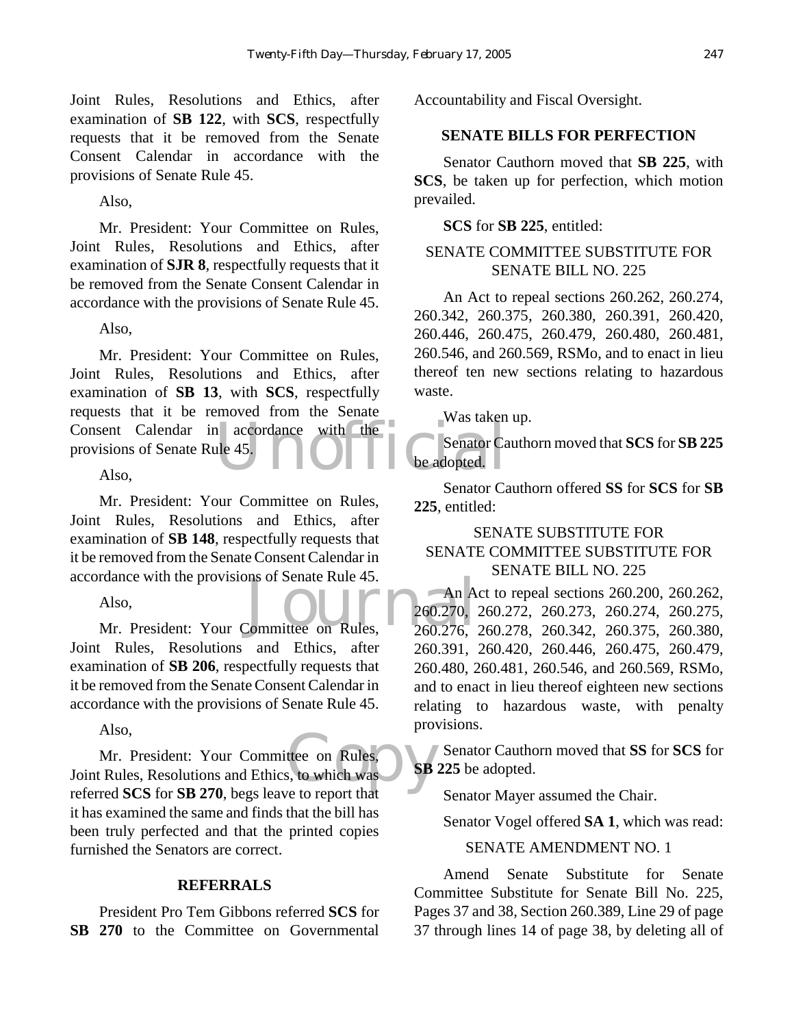Joint Rules, Resolutions and Ethics, after examination of **SB 122**, with **SCS**, respectfully requests that it be removed from the Senate Consent Calendar in accordance with the provisions of Senate Rule 45.

Also,

Mr. President: Your Committee on Rules, Joint Rules, Resolutions and Ethics, after examination of **SJR 8**, respectfully requests that it be removed from the Senate Consent Calendar in accordance with the provisions of Senate Rule 45.

Also,

Mr. President: Your Committee on Rules, Joint Rules, Resolutions and Ethics, after examination of **SB 13**, with **SCS**, respectfully requests that it be removed from the Senate Consent Calendar in accordance with the provisions of Senate Rule 45.

Also,

Mr. President: Your Committee on Rules, Joint Rules, Resolutions and Ethics, after examination of **SB 148**, respectfully requests that it be removed from the Senate Consent Calendar in accordance with the provisions of Senate Rule 45.

Also,

Mr. President: Your Committee on Rules, Joint Rules, Resolutions and Ethics, after examination of **SB 206**, respectfully requests that it be removed from the Senate Consent Calendar in accordance with the provisions of Senate Rule 45.

Also,

Mr. President: Your Committee on Rules, Joint Rules, Resolutions and Ethics, to which was referred **SCS** for **SB 270**, begs leave to report that it has examined the same and finds that the bill has been truly perfected and that the printed copies furnished the Senators are correct.

**REFERRALS**

President Pro Tem Gibbons referred **SCS** for **SB 270** to the Committee on Governmental Accountability and Fiscal Oversight.

**SENATE BILLS FOR PERFECTION**

Senator Cauthorn moved that **SB 225**, with **SCS**, be taken up for perfection, which motion prevailed.

**SCS** for **SB 225**, entitled:

SENATE COMMITTEE SUBSTITUTE FOR SENATE BILL NO. 225

An Act to repeal sections 260.262, 260.274, 260.342, 260.375, 260.380, 260.391, 260.420, 260.446, 260.475, 260.479, 260.480, 260.481, 260.546, and 260.569, RSMo, and to enact in lieu thereof ten new sections relating to hazardous waste.

Was taken up.

Senator Cauthorn moved that **SCS** for **SB 225** be adopted.

Senator Cauthorn offered **SS** for **SCS** for **SB 225**, entitled:

SENATE SUBSTITUTE FOR SENATE COMMITTEE SUBSTITUTE FOR SENATE BILL NO. 225

An Act to repeal sections 260.200, 260.262, 260.270, 260.272, 260.273, 260.274, 260.275, 260.276, 260.278, 260.342, 260.375, 260.380, 260.391, 260.420, 260.446, 260.475, 260.479, 260.480, 260.481, 260.546, and 260.569, RSMo, and to enact in lieu thereof eighteen new sections relating to hazardous waste, with penalty provisions.

Senator Cauthorn moved that **SS** for **SCS** for **SB 225** be adopted.

Senator Mayer assumed the Chair.

Senator Vogel offered **SA 1**, which was read:

SENATE AMENDMENT NO. 1

Amend Senate Substitute for Senate Committee Substitute for Senate Bill No. 225, Pages 37 and 38, Section 260.389, Line 29 of page 37 through lines 14 of page 38, by deleting all of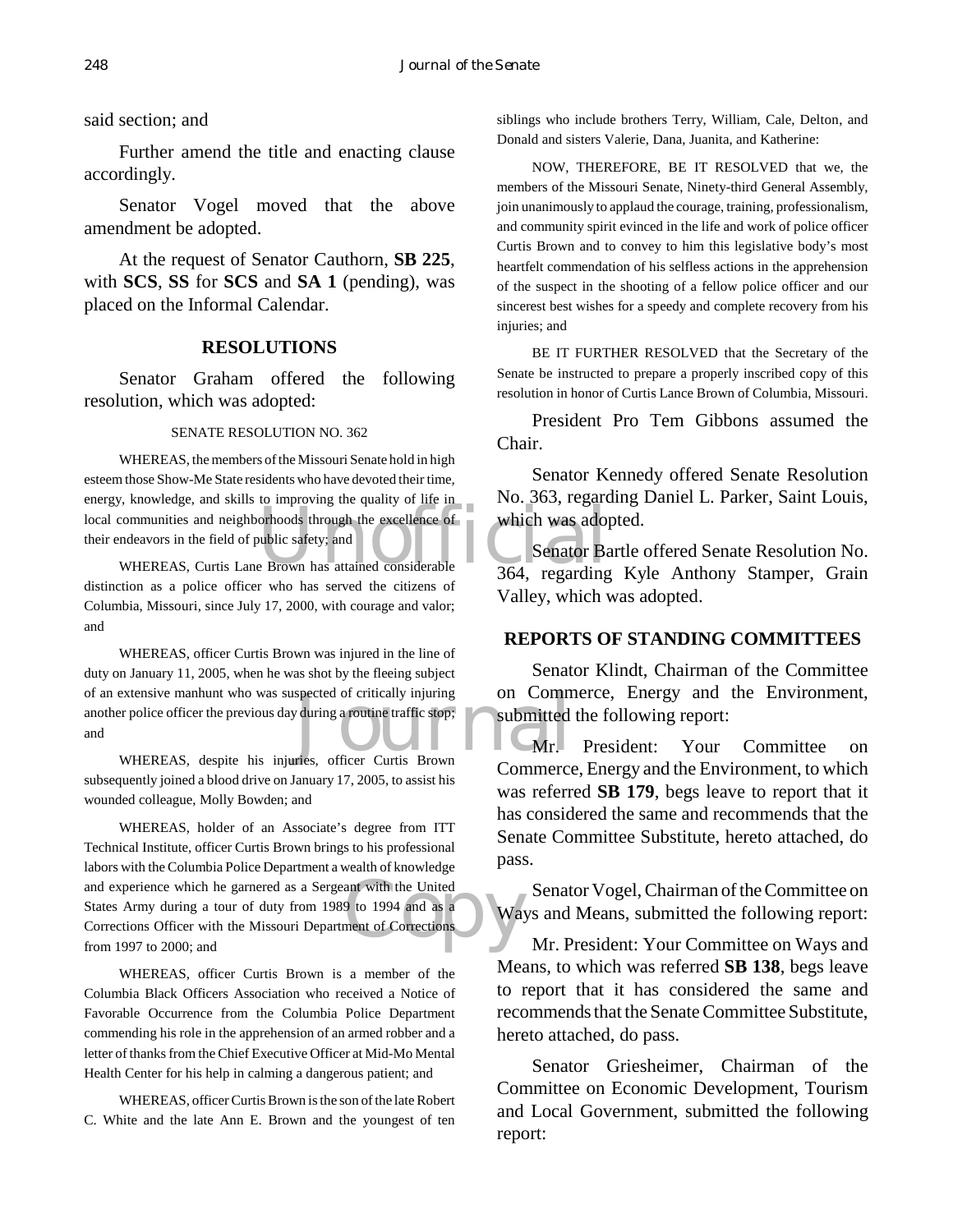said section; and

Further amend the title and enacting clause accordingly.

Senator Vogel moved that the above amendment be adopted.

At the request of Senator Cauthorn, **SB 225**, with **SCS**, **SS** for **SCS** and **SA 1** (pending), was placed on the Informal Calendar.

## RESOLUTIONS

Senator Graham offered the following resolution, which was adopted:

SENATE RESOLUTION NO. 362

WHEREAS, the members of the Missouri Senate hold in high esteem those Show-Me State residents who have devoted their time, energy, knowledge, and skills to improving the quality of life in local communities and neighborhoods through the excellence of their endeavors in the field of public safety; and

WHEREAS, Curtis Lane Brown has attained considerable distinction as a police officer who has served the citizens of Columbia, Missouri, since July 17, 2000, with courage and valor; and

WHEREAS, officer Curtis Brown was injured in the line of duty on January 11, 2005, when he was shot by the fleeing subject of an extensive manhunt who was suspected of critically injuring another police officer the previous day during a routine traffic stop; and

WHEREAS, despite his injuries, officer Curtis Brown subsequently joined a blood drive on January 17, 2005, to assist his wounded colleague, Molly Bowden; and

WHEREAS, holder of an Associate's degree from ITT Technical Institute, officer Curtis Brown brings to his professional labors with the Columbia Police Department a wealth of knowledge and experience which he garnered as a Sergeant with the United States Army during a tour of duty from 1989 to 1994 and as a Corrections Officer with the Missouri Department of Corrections from 1997 to 2000; and

WHEREAS, officer Curtis Brown is a member of the Columbia Black Officers Association who received a Notice of Favorable Occurrence from the Columbia Police Department commending his role in the apprehension of an armed robber and a letter of thanks from the Chief Executive Officer at Mid-Mo Mental Health Center for his help in calming a dangerous patient; and

WHEREAS, officer Curtis Brown is the son of the late Robert C. White and the late Ann E. Brown and the youngest of ten siblings who include brothers Terry, William, Cale, Delton, and Donald and sisters Valerie, Dana, Juanita, and Katherine:

NOW, THEREFORE, BE IT RESOLVED that we, the members of the Missouri Senate, Ninety-third General Assembly, join unanimously to applaud the courage, training, professionalism, and community spirit evinced in the life and work of police officer Curtis Brown and to convey to him this legislative body's most heartfelt commendation of his selfless actions in the apprehension of the suspect in the shooting of a fellow police officer and our sincerest best wishes for a speedy and complete recovery from his injuries; and

BE IT FURTHER RESOLVED that the Secretary of the Senate be instructed to prepare a properly inscribed copy of this resolution in honor of Curtis Lance Brown of Columbia, Missouri.

President Pro Tem Gibbons assumed the Chair.

Senator Kennedy offered Senate Resolution No. 363, regarding Daniel L. Parker, Saint Louis, which was adopted.

Senator Bartle offered Senate Resolution No. 364, regarding Kyle Anthony Stamper, Grain Valley, which was adopted.

## REPORTS OF STANDING COMMITTEES

Senator Klindt, Chairman of the Committee on Commerce, Energy and the Environment, submitted the following report:

Mr. President: Your Committee on Commerce, Energy and the Environment, to which was referred **SB 179**, begs leave to report that it has considered the same and recommends that the Senate Committee Substitute, hereto attached, do pass.

Senator Vogel, Chairman of the Committee on Ways and Means, submitted the following report:

Mr. President: Your Committee on Ways and Means, to which was referred **SB 138**, begs leave to report that it has considered the same and recommends that the Senate Committee Substitute, hereto attached, do pass.

Senator Griesheimer, Chairman of the Committee on Economic Development, Tourism and Local Government, submitted the following report: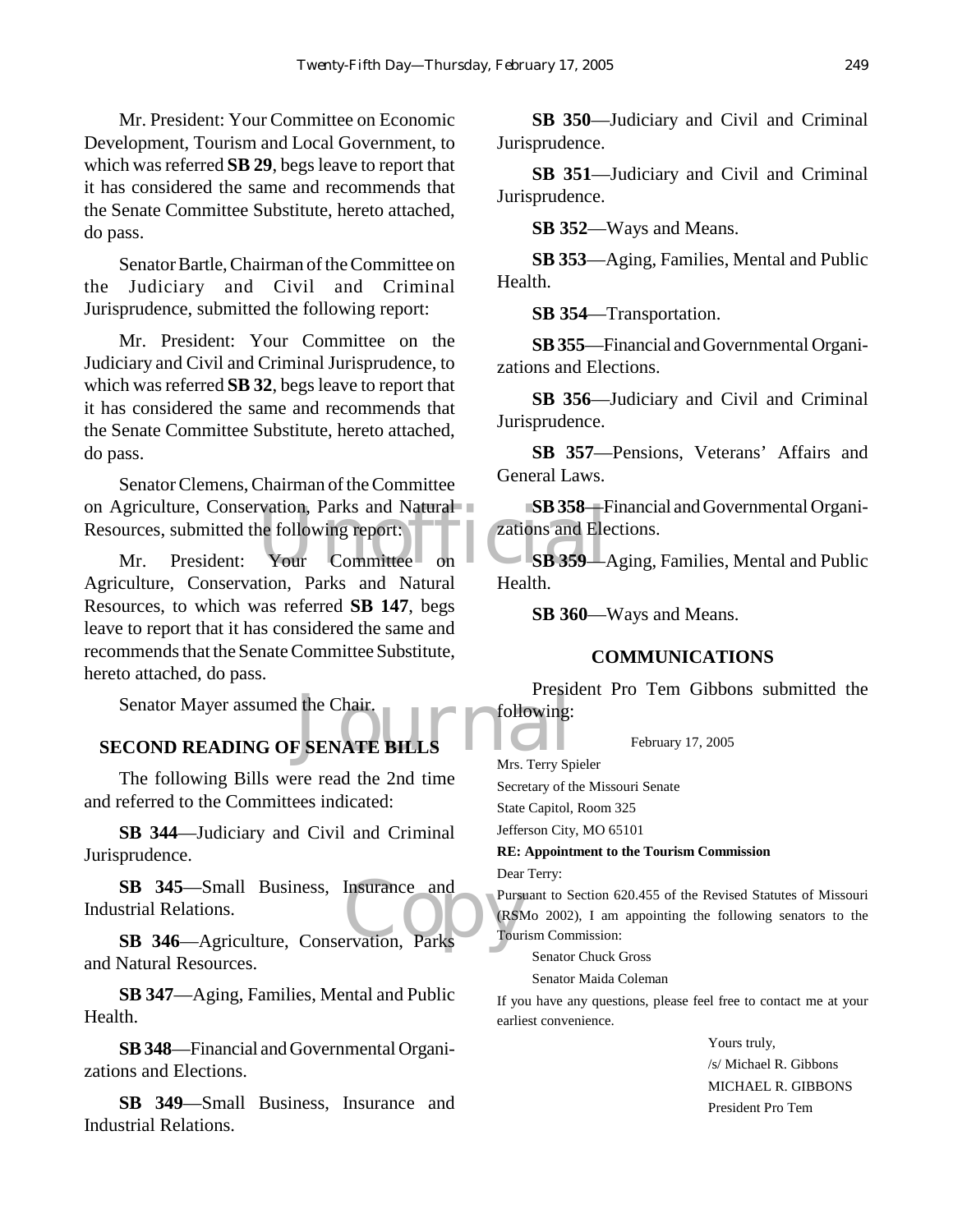Mr. President: Your Committee on Economic Development, Tourism and Local Government, to which was referred **SB 29**, begs leave to report that it has considered the same and recommends that the Senate Committee Substitute, hereto attached, do pass.

Senator Bartle, Chairman of the Committee on the Judiciary and Civil and Criminal Jurisprudence, submitted the following report:

Mr. President: Your Committee on the Judiciary and Civil and Criminal Jurisprudence, to which was referred **SB 32**, begs leave to report that it has considered the same and recommends that the Senate Committee Substitute, hereto attached, do pass.

Senator Clemens, Chairman of the Committee on Agriculture, Conservation, Parks and Natural Resources, submitted the following report:

Mr. President: Your Committee on Agriculture, Conservation, Parks and Natural Resources, to which was referred **SB 147**, begs leave to report that it has considered the same and recommends that the Senate Committee Substitute, hereto attached, do pass.

Senator Mayer assumed the Chair.

## SECOND READING OF SENATE BILLS

The following Bills were read the 2nd time and referred to the Committees indicated:

**SB 344**—Judiciary and Civil and Criminal Jurisprudence.

**SB 345**—Small Business, Insurance and Industrial Relations.

**SB 346**—Agriculture, Conservation, Parks and Natural Resources.

**SB 347**—Aging, Families, Mental and Public Health.

**SB 348**—Financial and Governmental Organizations and Elections.

**SB 349**—Small Business, Insurance and Industrial Relations.

**SB 350**—Judiciary and Civil and Criminal Jurisprudence.

**SB 351**—Judiciary and Civil and Criminal Jurisprudence.

**SB 352**—Ways and Means.

**SB 353**—Aging, Families, Mental and Public Health.

**SB 354**—Transportation.

**SB 355**—Financial and Governmental Organizations and Elections.

**SB 356**—Judiciary and Civil and Criminal Jurisprudence.

**SB 357**—Pensions, Veterans' Affairs and General Laws.

**SB 358**—Financial and Governmental Organizations and Elections.

**SB 359**—Aging, Families, Mental and Public Health.

**SB 360**—Ways and Means.

## COMMUNICATIONS

President Pro Tem Gibbons submitted the following:

February 17, 2005

Mrs. Terry Spieler
Secretary of the Missouri Senate
State Capitol, Room 325
Jefferson City, MO 65101

**RE: Appointment to the Tourism Commission**

Dear Terry:

Pursuant to Section 620.455 of the Revised Statutes of Missouri (RSMo 2002), I am appointing the following senators to the Tourism Commission:

Senator Chuck Gross
Senator Maida Coleman

If you have any questions, please feel free to contact me at your earliest convenience.

Yours truly,
/s/ Michael R. Gibbons
MICHAEL R. GIBBONS
President Pro Tem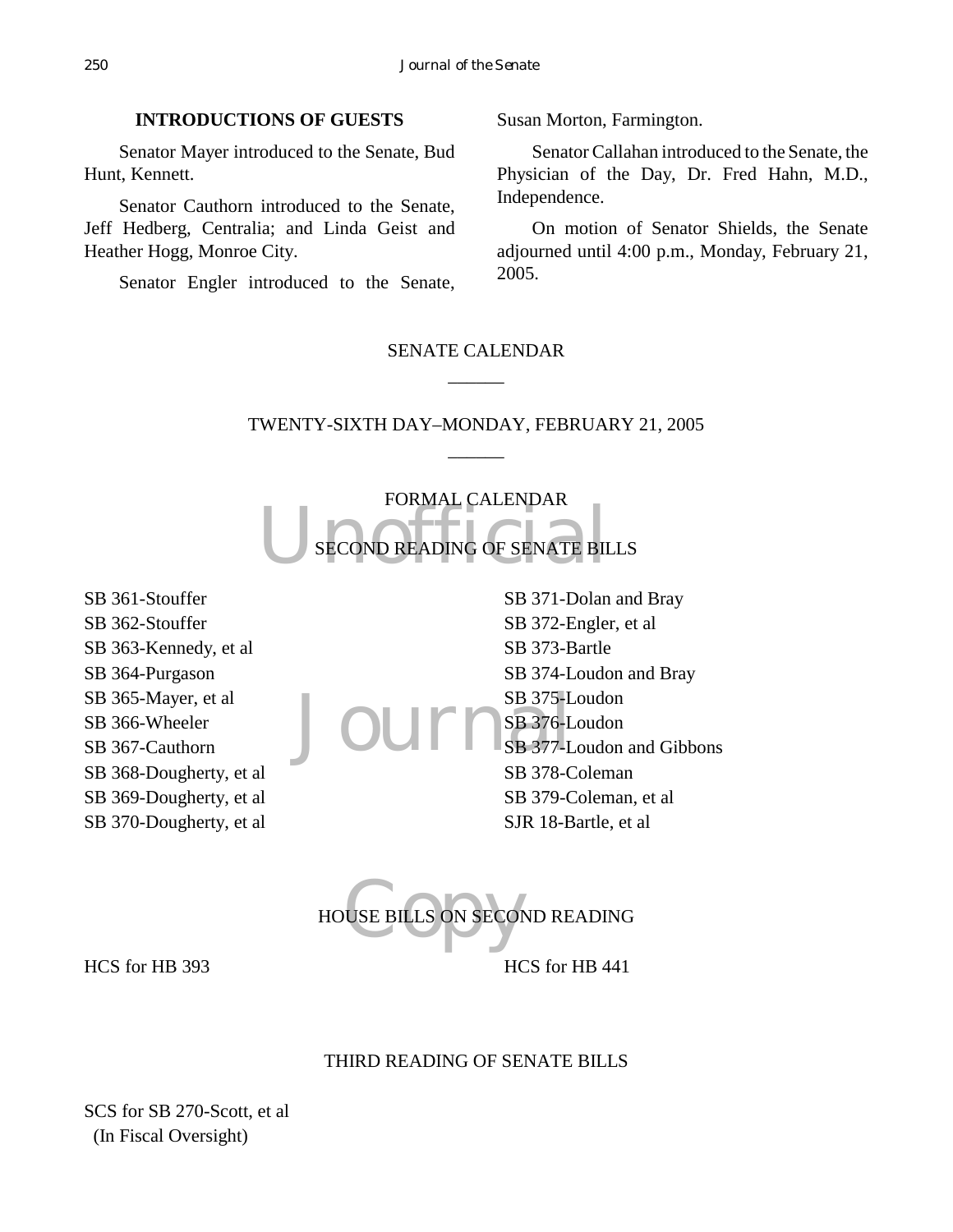**INTRODUCTIONS OF GUESTS**

Senator Mayer introduced to the Senate, Bud Hunt, Kennett.

Senator Cauthorn introduced to the Senate, Jeff Hedberg, Centralia; and Linda Geist and Heather Hogg, Monroe City.

Senator Engler introduced to the Senate, Susan Morton, Farmington.

Senator Callahan introduced to the Senate, the Physician of the Day, Dr. Fred Hahn, M.D., Independence.

On motion of Senator Shields, the Senate adjourned until 4:00 p.m., Monday, February 21, 2005.

## SENATE CALENDAR

______

## TWENTY-SIXTH DAY–MONDAY, FEBRUARY 21, 2005

______

### FORMAL CALENDAR

### SECOND READING OF SENATE BILLS

SB 361-Stouffer
SB 362-Stouffer
SB 363-Kennedy, et al
SB 364-Purgason
SB 365-Mayer, et al
SB 366-Wheeler
SB 367-Cauthorn
SB 368-Dougherty, et al
SB 369-Dougherty, et al
SB 370-Dougherty, et al
SB 371-Dolan and Bray
SB 372-Engler, et al
SB 373-Bartle
SB 374-Loudon and Bray
SB 375-Loudon
SB 376-Loudon
SB 377-Loudon and Gibbons
SB 378-Coleman
SB 379-Coleman, et al
SJR 18-Bartle, et al

### HOUSE BILLS ON SECOND READING

HCS for HB 393
HCS for HB 441

### THIRD READING OF SENATE BILLS

SCS for SB 270-Scott, et al
(In Fiscal Oversight)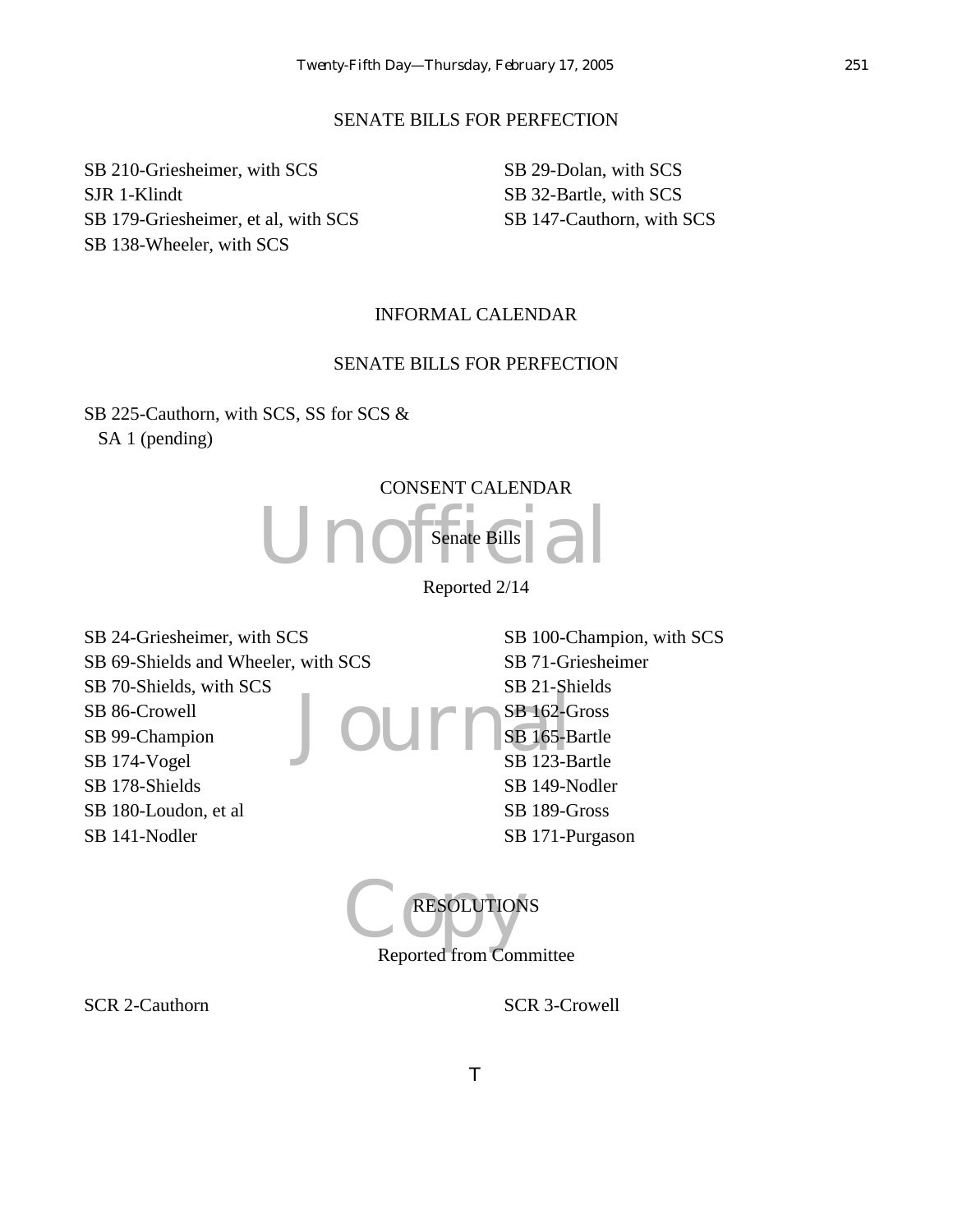## SENATE BILLS FOR PERFECTION

SB 210-Griesheimer, with SCS
SJR 1-Klindt
SB 179-Griesheimer, et al, with SCS
SB 138-Wheeler, with SCS
SB 29-Dolan, with SCS
SB 32-Bartle, with SCS
SB 147-Cauthorn, with SCS

## INFORMAL CALENDAR

### SENATE BILLS FOR PERFECTION

SB 225-Cauthorn, with SCS, SS for SCS & SA 1 (pending)

## CONSENT CALENDAR

### Senate Bills

Reported 2/14

SB 24-Griesheimer, with SCS
SB 69-Shields and Wheeler, with SCS
SB 70-Shields, with SCS
SB 86-Crowell
SB 99-Champion
SB 174-Vogel
SB 178-Shields
SB 180-Loudon, et al
SB 141-Nodler
SB 100-Champion, with SCS
SB 71-Griesheimer
SB 21-Shields
SB 162-Gross
SB 165-Bartle
SB 123-Bartle
SB 149-Nodler
SB 189-Gross
SB 171-Purgason

## RESOLUTIONS

### Reported from Committee

SCR 2-Cauthorn
SCR 3-Crowell

T